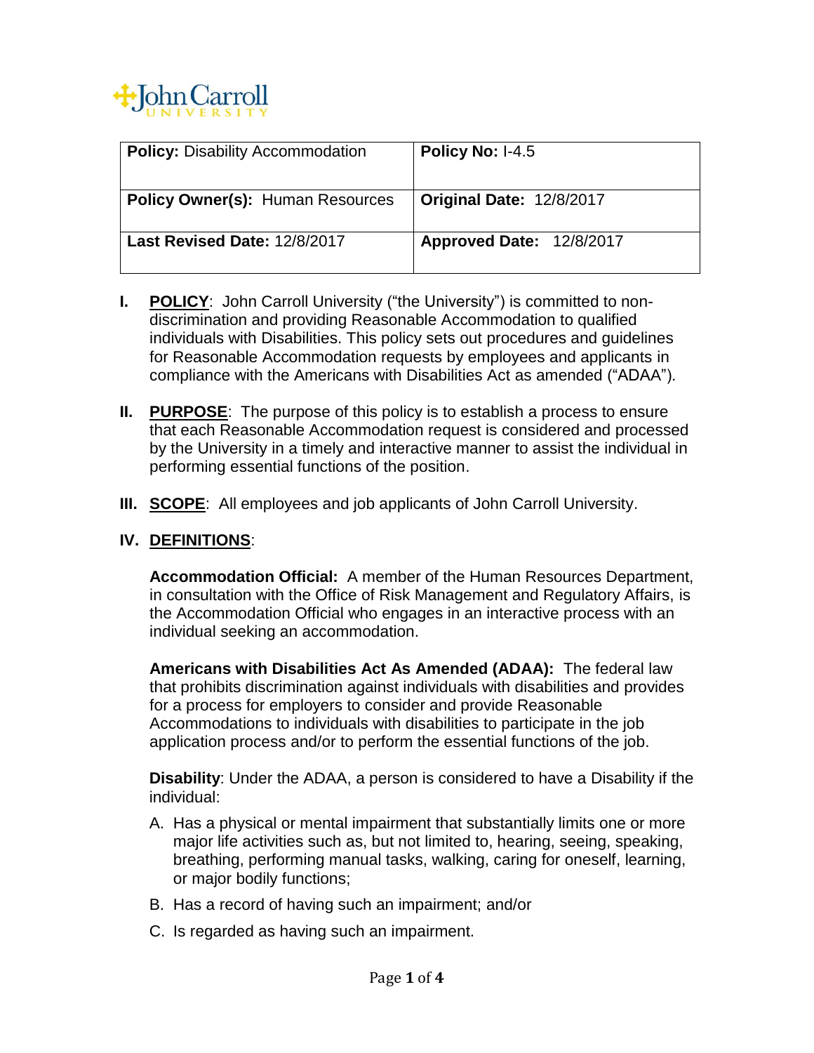John Carroll University

| **Policy:** Disability Accommodation | **Policy No:** I-4.5 |
|---|---|
| **Policy Owner(s):** Human Resources | **Original Date:** 12/8/2017 |
| **Last Revised Date:** 12/8/2017 | **Approved Date:** 12/8/2017 |

**I. POLICY**: John Carroll University ("the University") is committed to non-discrimination and providing Reasonable Accommodation to qualified individuals with Disabilities. This policy sets out procedures and guidelines for Reasonable Accommodation requests by employees and applicants in compliance with the Americans with Disabilities Act as amended ("ADAA").

**II. PURPOSE**: The purpose of this policy is to establish a process to ensure that each Reasonable Accommodation request is considered and processed by the University in a timely and interactive manner to assist the individual in performing essential functions of the position.

**III. SCOPE**: All employees and job applicants of John Carroll University.

**IV. DEFINITIONS**:

**Accommodation Official:** A member of the Human Resources Department, in consultation with the Office of Risk Management and Regulatory Affairs, is the Accommodation Official who engages in an interactive process with an individual seeking an accommodation.

**Americans with Disabilities Act As Amended (ADAA):** The federal law that prohibits discrimination against individuals with disabilities and provides for a process for employers to consider and provide Reasonable Accommodations to individuals with disabilities to participate in the job application process and/or to perform the essential functions of the job.

**Disability**: Under the ADAA, a person is considered to have a Disability if the individual:

A. Has a physical or mental impairment that substantially limits one or more major life activities such as, but not limited to, hearing, seeing, speaking, breathing, performing manual tasks, walking, caring for oneself, learning, or major bodily functions;

B. Has a record of having such an impairment; and/or

C. Is regarded as having such an impairment.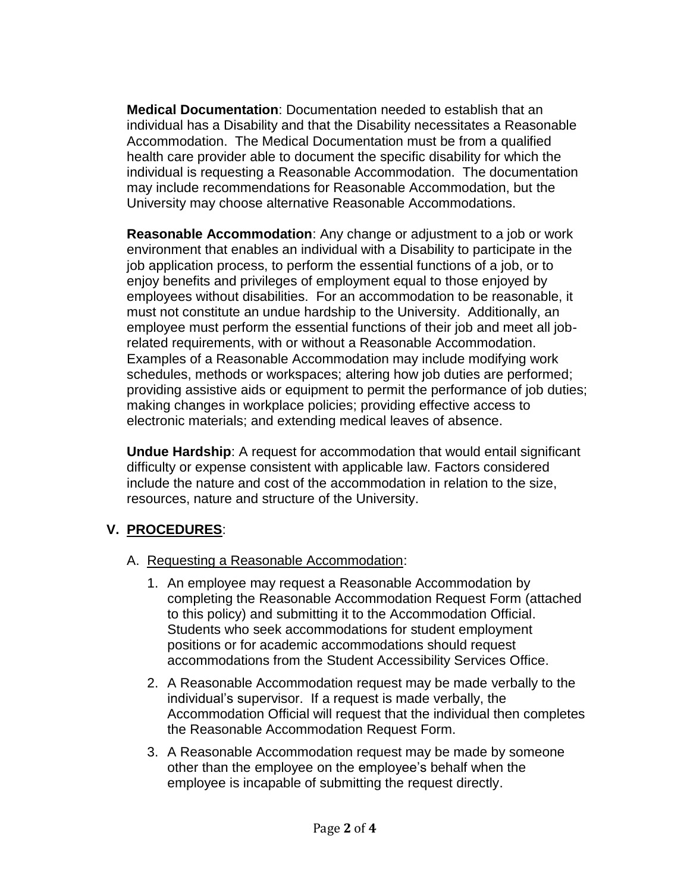**Medical Documentation**: Documentation needed to establish that an individual has a Disability and that the Disability necessitates a Reasonable Accommodation. The Medical Documentation must be from a qualified health care provider able to document the specific disability for which the individual is requesting a Reasonable Accommodation. The documentation may include recommendations for Reasonable Accommodation, but the University may choose alternative Reasonable Accommodations.

**Reasonable Accommodation**: Any change or adjustment to a job or work environment that enables an individual with a Disability to participate in the job application process, to perform the essential functions of a job, or to enjoy benefits and privileges of employment equal to those enjoyed by employees without disabilities. For an accommodation to be reasonable, it must not constitute an undue hardship to the University. Additionally, an employee must perform the essential functions of their job and meet all job-related requirements, with or without a Reasonable Accommodation. Examples of a Reasonable Accommodation may include modifying work schedules, methods or workspaces; altering how job duties are performed; providing assistive aids or equipment to permit the performance of job duties; making changes in workplace policies; providing effective access to electronic materials; and extending medical leaves of absence.

**Undue Hardship**: A request for accommodation that would entail significant difficulty or expense consistent with applicable law. Factors considered include the nature and cost of the accommodation in relation to the size, resources, nature and structure of the University.

## V. PROCEDURES:

A. Requesting a Reasonable Accommodation:

1. An employee may request a Reasonable Accommodation by completing the Reasonable Accommodation Request Form (attached to this policy) and submitting it to the Accommodation Official. Students who seek accommodations for student employment positions or for academic accommodations should request accommodations from the Student Accessibility Services Office.
2. A Reasonable Accommodation request may be made verbally to the individual's supervisor. If a request is made verbally, the Accommodation Official will request that the individual then completes the Reasonable Accommodation Request Form.
3. A Reasonable Accommodation request may be made by someone other than the employee on the employee's behalf when the employee is incapable of submitting the request directly.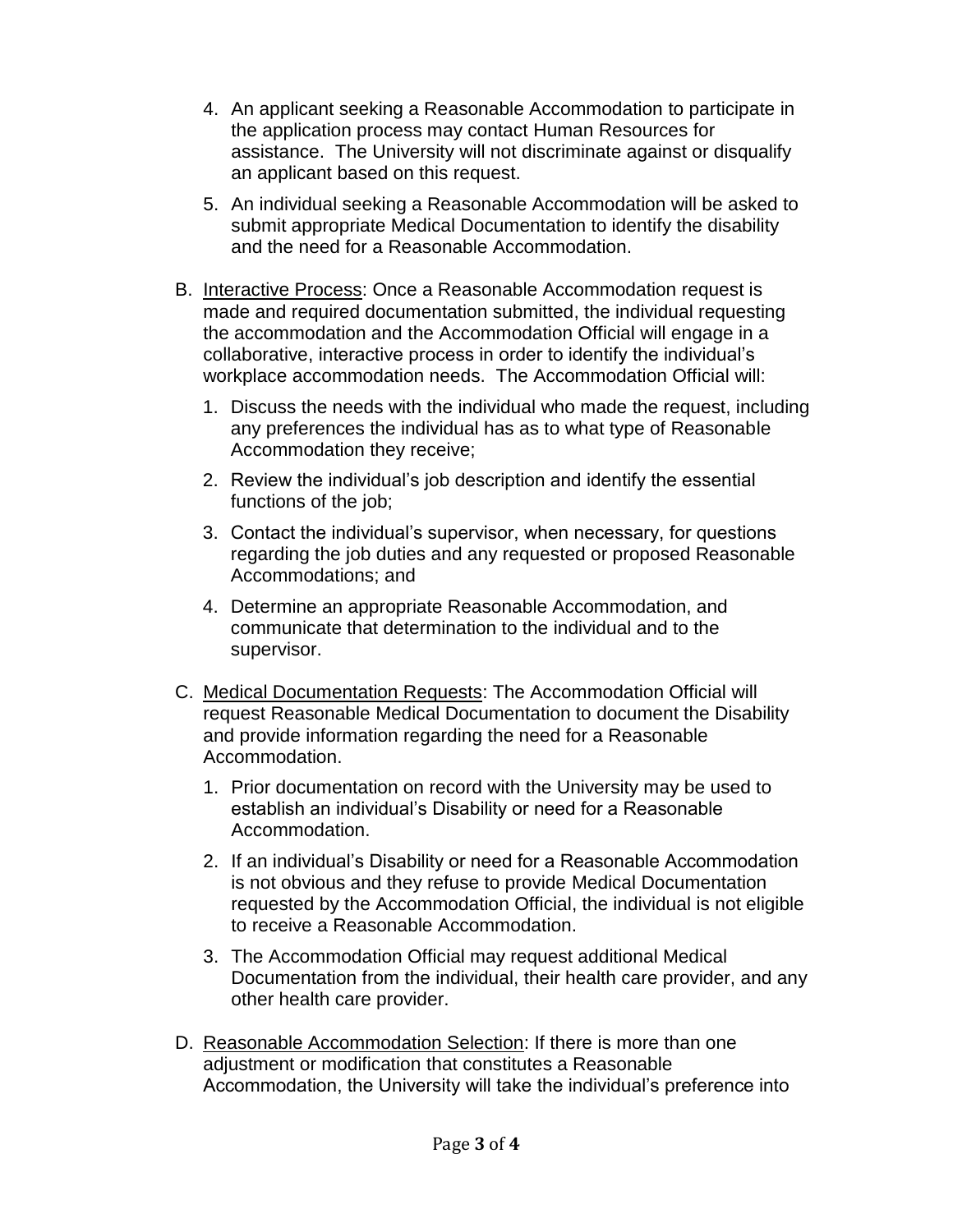4. An applicant seeking a Reasonable Accommodation to participate in the application process may contact Human Resources for assistance. The University will not discriminate against or disqualify an applicant based on this request.

5. An individual seeking a Reasonable Accommodation will be asked to submit appropriate Medical Documentation to identify the disability and the need for a Reasonable Accommodation.

B. <u>Interactive Process</u>: Once a Reasonable Accommodation request is made and required documentation submitted, the individual requesting the accommodation and the Accommodation Official will engage in a collaborative, interactive process in order to identify the individual's workplace accommodation needs. The Accommodation Official will:

   1. Discuss the needs with the individual who made the request, including any preferences the individual has as to what type of Reasonable Accommodation they receive;

   2. Review the individual's job description and identify the essential functions of the job;

   3. Contact the individual's supervisor, when necessary, for questions regarding the job duties and any requested or proposed Reasonable Accommodations; and

   4. Determine an appropriate Reasonable Accommodation, and communicate that determination to the individual and to the supervisor.

C. <u>Medical Documentation Requests</u>: The Accommodation Official will request Reasonable Medical Documentation to document the Disability and provide information regarding the need for a Reasonable Accommodation.

   1. Prior documentation on record with the University may be used to establish an individual's Disability or need for a Reasonable Accommodation.

   2. If an individual's Disability or need for a Reasonable Accommodation is not obvious and they refuse to provide Medical Documentation requested by the Accommodation Official, the individual is not eligible to receive a Reasonable Accommodation.

   3. The Accommodation Official may request additional Medical Documentation from the individual, their health care provider, and any other health care provider.

D. <u>Reasonable Accommodation Selection</u>: If there is more than one adjustment or modification that constitutes a Reasonable Accommodation, the University will take the individual's preference into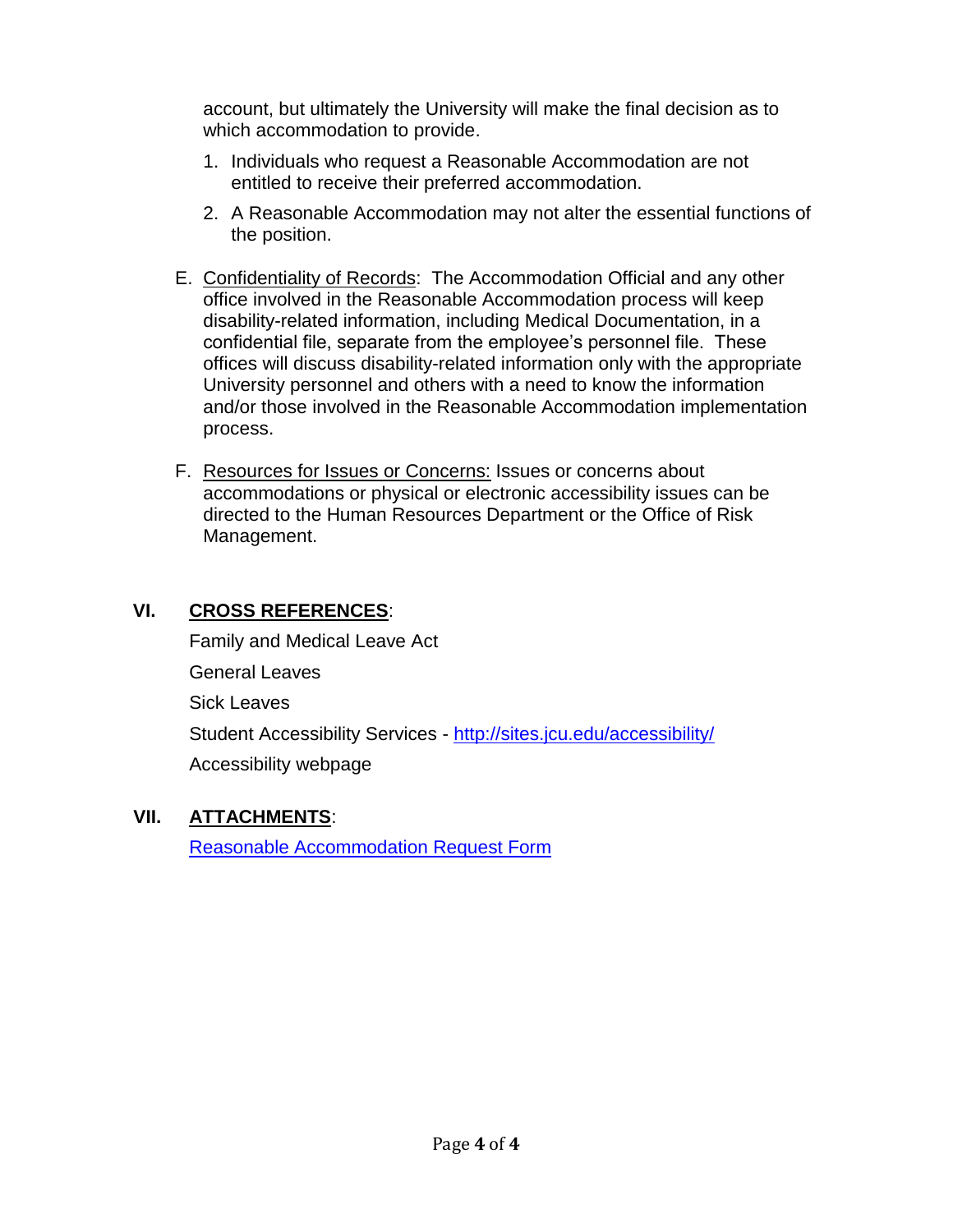account, but ultimately the University will make the final decision as to which accommodation to provide.

1. Individuals who request a Reasonable Accommodation are not entitled to receive their preferred accommodation.
2. A Reasonable Accommodation may not alter the essential functions of the position.

E. Confidentiality of Records: The Accommodation Official and any other office involved in the Reasonable Accommodation process will keep disability-related information, including Medical Documentation, in a confidential file, separate from the employee's personnel file. These offices will discuss disability-related information only with the appropriate University personnel and others with a need to know the information and/or those involved in the Reasonable Accommodation implementation process.

F. Resources for Issues or Concerns: Issues or concerns about accommodations or physical or electronic accessibility issues can be directed to the Human Resources Department or the Office of Risk Management.

## VI. CROSS REFERENCES:

Family and Medical Leave Act

General Leaves

Sick Leaves

Student Accessibility Services - http://sites.jcu.edu/accessibility/

Accessibility webpage

## VII. ATTACHMENTS:

Reasonable Accommodation Request Form